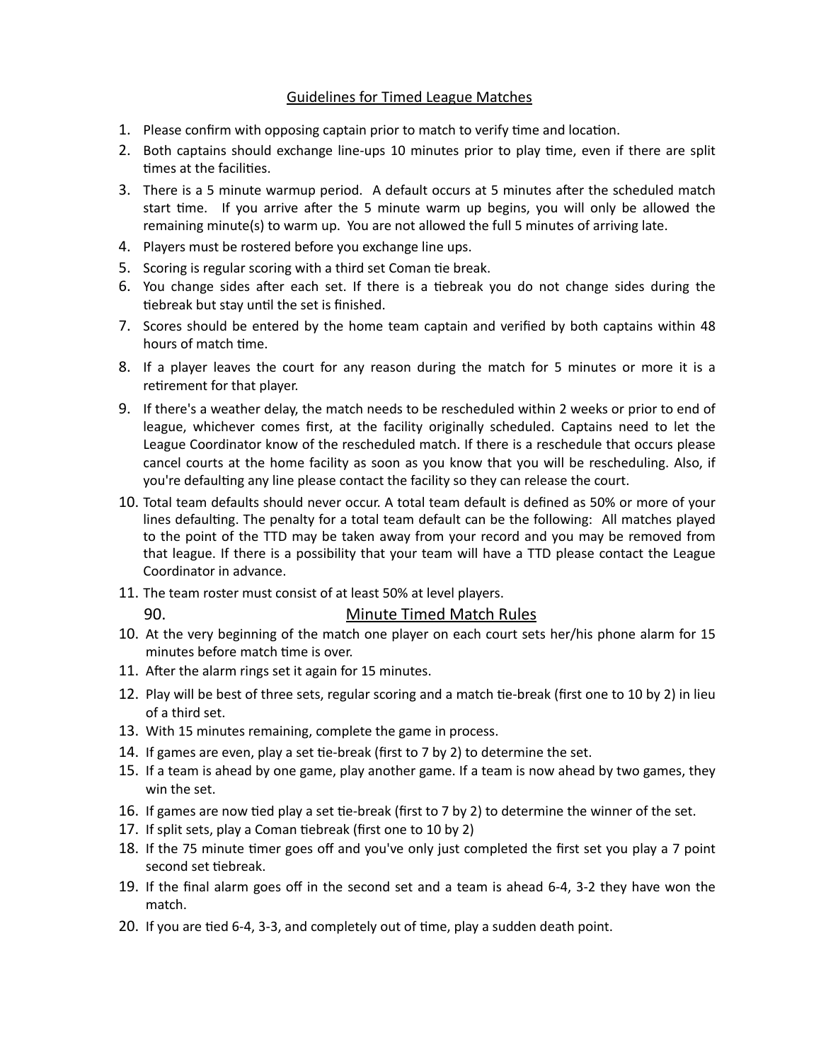# Guidelines for Timed League Matches

1. Please confirm with opposing captain prior to match to verify time and location.
2. Both captains should exchange line-ups 10 minutes prior to play time, even if there are split times at the facilities.
3. There is a 5 minute warmup period. A default occurs at 5 minutes after the scheduled match start time. If you arrive after the 5 minute warm up begins, you will only be allowed the remaining minute(s) to warm up. You are not allowed the full 5 minutes of arriving late.
4. Players must be rostered before you exchange line ups.
5. Scoring is regular scoring with a third set Coman tie break.
6. You change sides after each set. If there is a tiebreak you do not change sides during the tiebreak but stay until the set is finished.
7. Scores should be entered by the home team captain and verified by both captains within 48 hours of match time.
8. If a player leaves the court for any reason during the match for 5 minutes or more it is a retirement for that player.
9. If there's a weather delay, the match needs to be rescheduled within 2 weeks or prior to end of league, whichever comes first, at the facility originally scheduled. Captains need to let the League Coordinator know of the rescheduled match. If there is a reschedule that occurs please cancel courts at the home facility as soon as you know that you will be rescheduling. Also, if you're defaulting any line please contact the facility so they can release the court.
10. Total team defaults should never occur. A total team default is defined as 50% or more of your lines defaulting. The penalty for a total team default can be the following: All matches played to the point of the TTD may be taken away from your record and you may be removed from that league. If there is a possibility that your team will have a TTD please contact the League Coordinator in advance.
11. The team roster must consist of at least 50% at level players.

## 90. Minute Timed Match Rules

10. At the very beginning of the match one player on each court sets her/his phone alarm for 15 minutes before match time is over.
11. After the alarm rings set it again for 15 minutes.
12. Play will be best of three sets, regular scoring and a match tie-break (first one to 10 by 2) in lieu of a third set.
13. With 15 minutes remaining, complete the game in process.
14. If games are even, play a set tie-break (first to 7 by 2) to determine the set.
15. If a team is ahead by one game, play another game. If a team is now ahead by two games, they win the set.
16. If games are now tied play a set tie-break (first to 7 by 2) to determine the winner of the set.
17. If split sets, play a Coman tiebreak (first one to 10 by 2)
18. If the 75 minute timer goes off and you've only just completed the first set you play a 7 point second set tiebreak.
19. If the final alarm goes off in the second set and a team is ahead 6-4, 3-2 they have won the match.
20. If you are tied 6-4, 3-3, and completely out of time, play a sudden death point.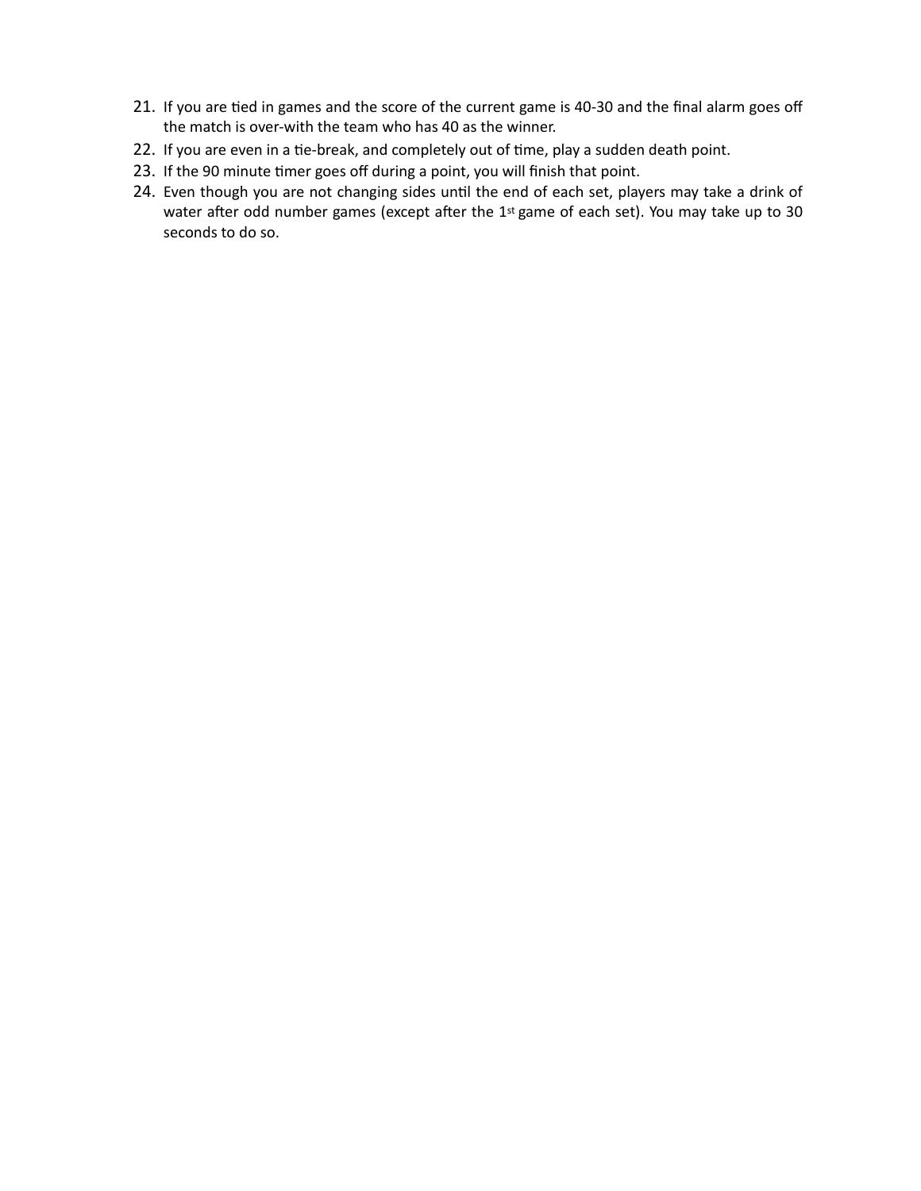21. If you are tied in games and the score of the current game is 40-30 and the final alarm goes off the match is over-with the team who has 40 as the winner.
22. If you are even in a tie-break, and completely out of time, play a sudden death point.
23. If the 90 minute timer goes off during a point, you will finish that point.
24. Even though you are not changing sides until the end of each set, players may take a drink of water after odd number games (except after the 1st game of each set). You may take up to 30 seconds to do so.